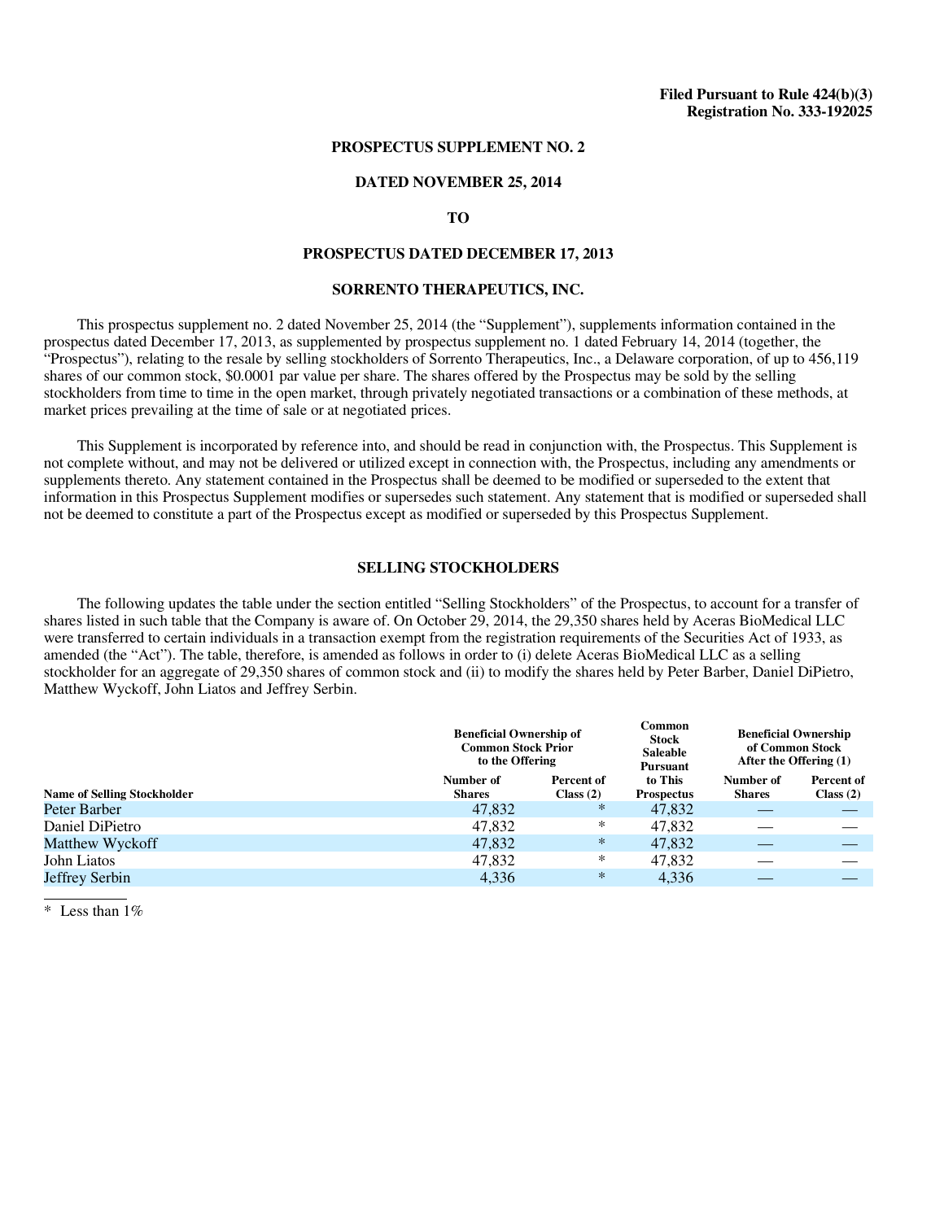**Filed Pursuant to Rule 424(b)(3)**
**Registration No. 333-192025**

# PROSPECTUS SUPPLEMENT NO. 2

## DATED NOVEMBER 25, 2014

## TO

## PROSPECTUS DATED DECEMBER 17, 2013

## SORRENTO THERAPEUTICS, INC.

This prospectus supplement no. 2 dated November 25, 2014 (the "Supplement"), supplements information contained in the prospectus dated December 17, 2013, as supplemented by prospectus supplement no. 1 dated February 14, 2014 (together, the "Prospectus"), relating to the resale by selling stockholders of Sorrento Therapeutics, Inc., a Delaware corporation, of up to 456,119 shares of our common stock, $0.0001 par value per share. The shares offered by the Prospectus may be sold by the selling stockholders from time to time in the open market, through privately negotiated transactions or a combination of these methods, at market prices prevailing at the time of sale or at negotiated prices.

This Supplement is incorporated by reference into, and should be read in conjunction with, the Prospectus. This Supplement is not complete without, and may not be delivered or utilized except in connection with, the Prospectus, including any amendments or supplements thereto. Any statement contained in the Prospectus shall be deemed to be modified or superseded to the extent that information in this Prospectus Supplement modifies or supersedes such statement. Any statement that is modified or superseded shall not be deemed to constitute a part of the Prospectus except as modified or superseded by this Prospectus Supplement.

## SELLING STOCKHOLDERS

The following updates the table under the section entitled "Selling Stockholders" of the Prospectus, to account for a transfer of shares listed in such table that the Company is aware of. On October 29, 2014, the 29,350 shares held by Aceras BioMedical LLC were transferred to certain individuals in a transaction exempt from the registration requirements of the Securities Act of 1933, as amended (the "Act"). The table, therefore, is amended as follows in order to (i) delete Aceras BioMedical LLC as a selling stockholder for an aggregate of 29,350 shares of common stock and (ii) to modify the shares held by Peter Barber, Daniel DiPietro, Matthew Wyckoff, John Liatos and Jeffrey Serbin.

| | Beneficial Ownership of Common Stock Prior to the Offering | | Common Stock Saleable Pursuant | Beneficial Ownership of Common Stock After the Offering (1) | |
|---|---|---|---|---|---|
| **Name of Selling Stockholder** | **Number of Shares** | **Percent of Class (2)** | **to This Prospectus** | **Number of Shares** | **Percent of Class (2)** |
| Peter Barber | 47,832 | * | 47,832 | — | — |
| Daniel DiPietro | 47,832 | * | 47,832 | — | — |
| Matthew Wyckoff | 47,832 | * | 47,832 | — | — |
| John Liatos | 47,832 | * | 47,832 | — | — |
| Jeffrey Serbin | 4,336 | * | 4,336 | — | — |

\* Less than 1%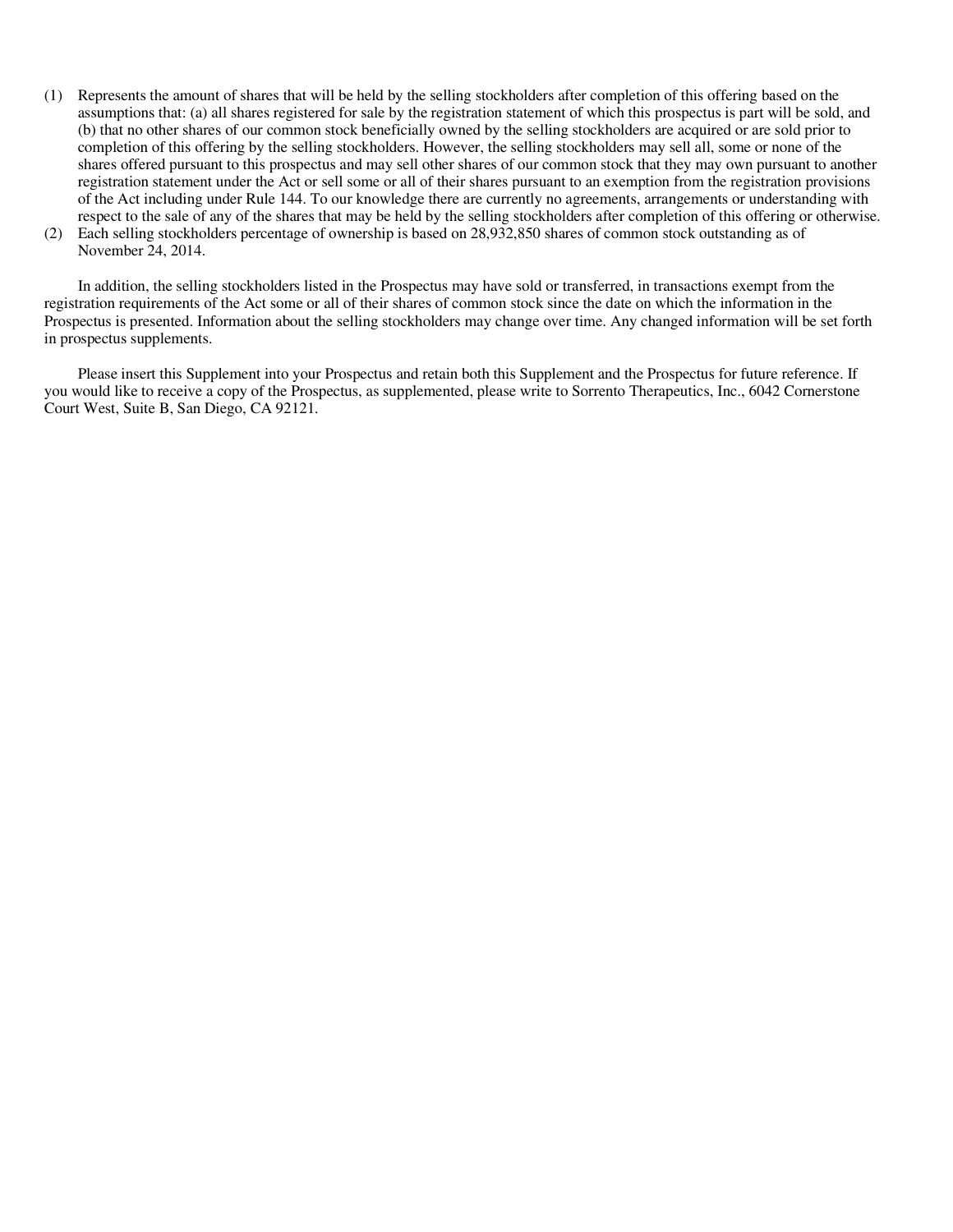(1) Represents the amount of shares that will be held by the selling stockholders after completion of this offering based on the assumptions that: (a) all shares registered for sale by the registration statement of which this prospectus is part will be sold, and (b) that no other shares of our common stock beneficially owned by the selling stockholders are acquired or are sold prior to completion of this offering by the selling stockholders. However, the selling stockholders may sell all, some or none of the shares offered pursuant to this prospectus and may sell other shares of our common stock that they may own pursuant to another registration statement under the Act or sell some or all of their shares pursuant to an exemption from the registration provisions of the Act including under Rule 144. To our knowledge there are currently no agreements, arrangements or understanding with respect to the sale of any of the shares that may be held by the selling stockholders after completion of this offering or otherwise.

(2) Each selling stockholders percentage of ownership is based on 28,932,850 shares of common stock outstanding as of November 24, 2014.

In addition, the selling stockholders listed in the Prospectus may have sold or transferred, in transactions exempt from the registration requirements of the Act some or all of their shares of common stock since the date on which the information in the Prospectus is presented. Information about the selling stockholders may change over time. Any changed information will be set forth in prospectus supplements.

Please insert this Supplement into your Prospectus and retain both this Supplement and the Prospectus for future reference. If you would like to receive a copy of the Prospectus, as supplemented, please write to Sorrento Therapeutics, Inc., 6042 Cornerstone Court West, Suite B, San Diego, CA 92121.